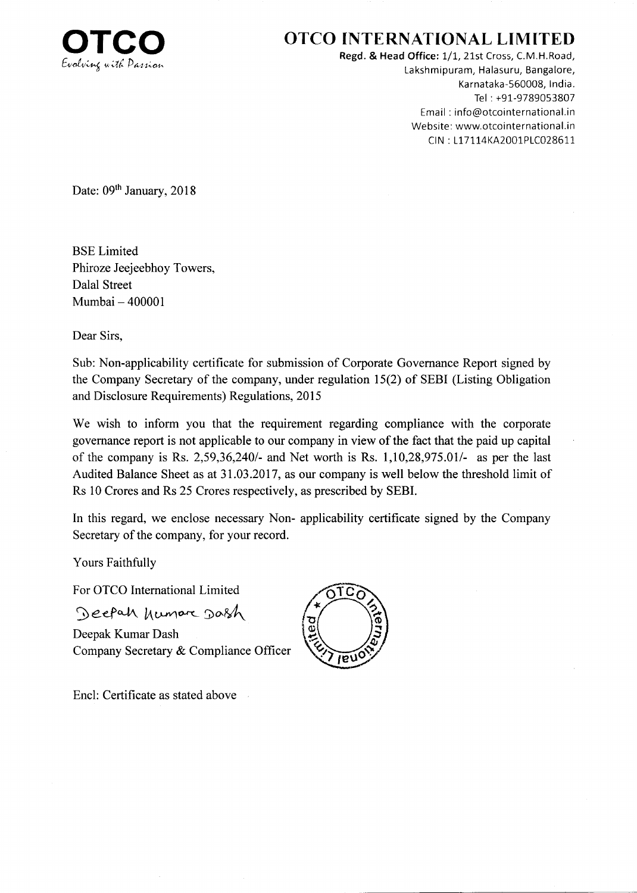**OTCO**
*Evolving with Passion*

# OTCO INTERNATIONAL LIMITED

**Regd. & Head Office:** 1/1, 21st Cross, C.M.H.Road,
Lakshmipuram, Halasuru, Bangalore,
Karnataka-560008, India.
Tel : +91-9789053807
Email : info@otcointernational.in
Website: www.otcointernational.in
CIN : L17114KA2001PLC028611

Date: 09th January, 2018

BSE Limited
Phiroze Jeejeebhoy Towers,
Dalal Street
Mumbai – 400001

Dear Sirs,

Sub: Non-applicability certificate for submission of Corporate Governance Report signed by the Company Secretary of the company, under regulation 15(2) of SEBI (Listing Obligation and Disclosure Requirements) Regulations, 2015

We wish to inform you that the requirement regarding compliance with the corporate governance report is not applicable to our company in view of the fact that the paid up capital of the company is Rs. 2,59,36,240/- and Net worth is Rs. 1,10,28,975.01/- as per the last Audited Balance Sheet as at 31.03.2017, as our company is well below the threshold limit of Rs 10 Crores and Rs 25 Crores respectively, as prescribed by SEBI.

In this regard, we enclose necessary Non- applicability certificate signed by the Company Secretary of the company, for your record.

Yours Faithfully

For OTCO International Limited

Deepak Kumar Dash

Deepak Kumar Dash
Company Secretary & Compliance Officer

Encl: Certificate as stated above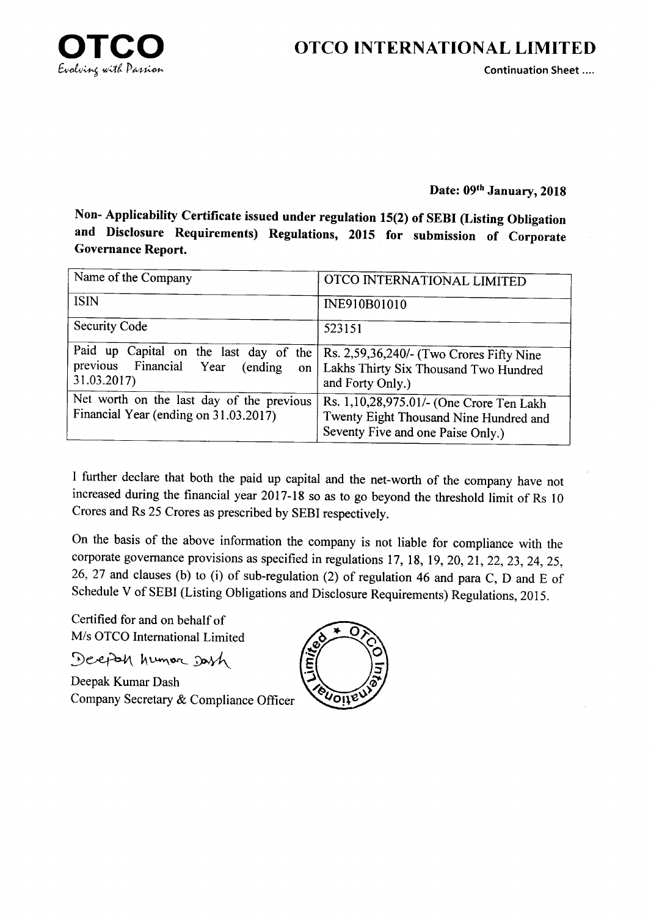# OTCO INTERNATIONAL LIMITED

Continuation Sheet ....

**Date: 09th January, 2018**

**Non- Applicability Certificate issued under regulation 15(2) of SEBI (Listing Obligation and Disclosure Requirements) Regulations, 2015 for submission of Corporate Governance Report.**

| | |
|---|---|
| Name of the Company | OTCO INTERNATIONAL LIMITED |
| ISIN | INE910B01010 |
| Security Code | 523151 |
| Paid up Capital on the last day of the previous Financial Year (ending on 31.03.2017) | Rs. 2,59,36,240/- (Two Crores Fifty Nine Lakhs Thirty Six Thousand Two Hundred and Forty Only.) |
| Net worth on the last day of the previous Financial Year (ending on 31.03.2017) | Rs. 1,10,28,975.01/- (One Crore Ten Lakh Twenty Eight Thousand Nine Hundred and Seventy Five and one Paise Only.) |

I further declare that both the paid up capital and the net-worth of the company have not increased during the financial year 2017-18 so as to go beyond the threshold limit of Rs 10 Crores and Rs 25 Crores as prescribed by SEBI respectively.

On the basis of the above information the company is not liable for compliance with the corporate governance provisions as specified in regulations 17, 18, 19, 20, 21, 22, 23, 24, 25, 26, 27 and clauses (b) to (i) of sub-regulation (2) of regulation 46 and para C, D and E of Schedule V of SEBI (Listing Obligations and Disclosure Requirements) Regulations, 2015.

Certified for and on behalf of
M/s OTCO International Limited

Deepak Kumar Dash
Company Secretary & Compliance Officer